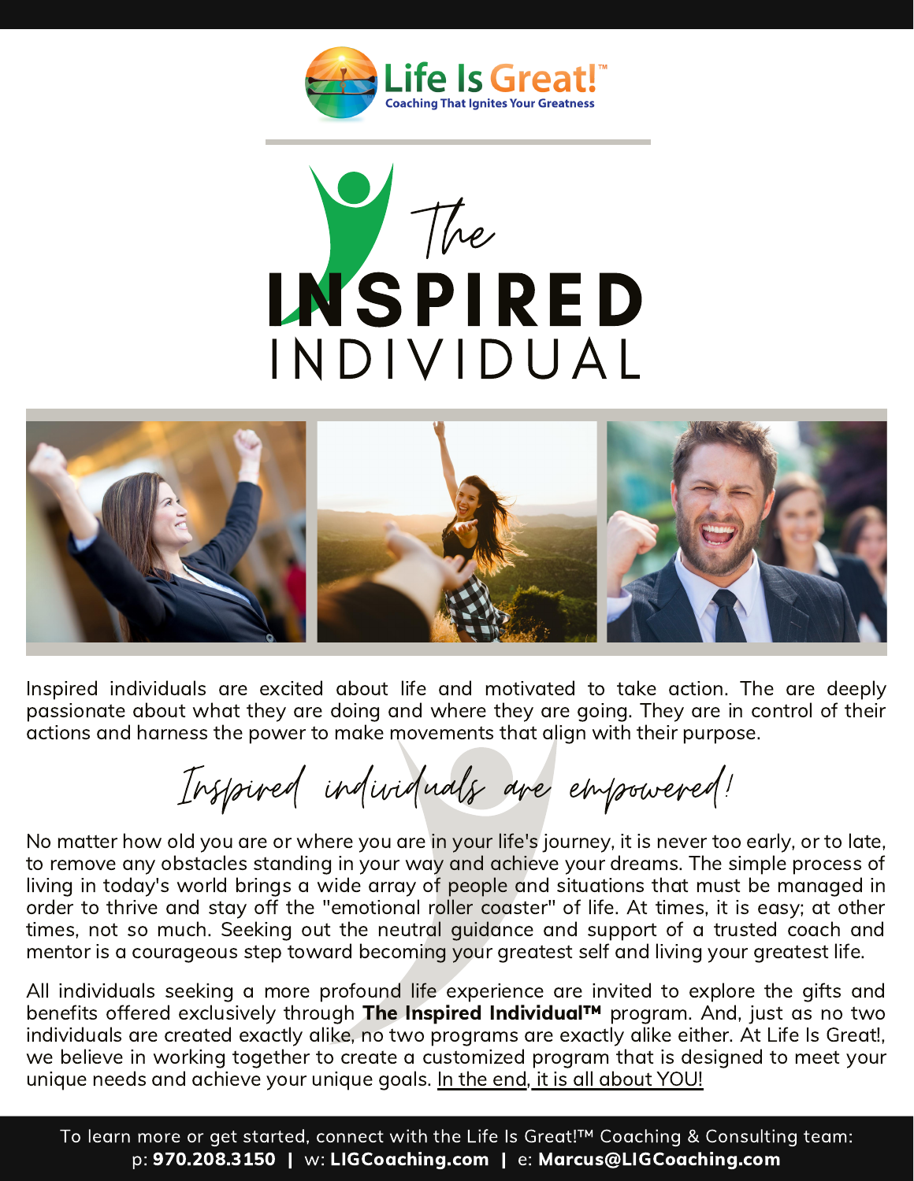# Life Is Great!™

Coaching That Ignites Your Greatness

# The INSPIRED INDIVIDUAL

Inspired individuals are excited about life and motivated to take action. The are deeply passionate about what they are doing and where they are going. They are in control of their actions and harness the power to make movements that align with their purpose.

*Inspired individuals are empowered!*

No matter how old you are or where you are in your life's journey, it is never too early, or to late, to remove any obstacles standing in your way and achieve your dreams. The simple process of living in today's world brings a wide array of people and situations that must be managed in order to thrive and stay off the "emotional roller coaster" of life. At times, it is easy; at other times, not so much. Seeking out the neutral guidance and support of a trusted coach and mentor is a courageous step toward becoming your greatest self and living your greatest life.

All individuals seeking a more profound life experience are invited to explore the gifts and benefits offered exclusively through **The Inspired Individual™** program. And, just as no two individuals are created exactly alike, no two programs are exactly alike either. At Life Is Great!, we believe in working together to create a customized program that is designed to meet your unique needs and achieve your unique goals. In the end, it is all about YOU!

To learn more or get started, connect with the Life Is Great!™ Coaching & Consulting team:
p: **970.208.3150** | w: **LIGCoaching.com** | e: **Marcus@LIGCoaching.com**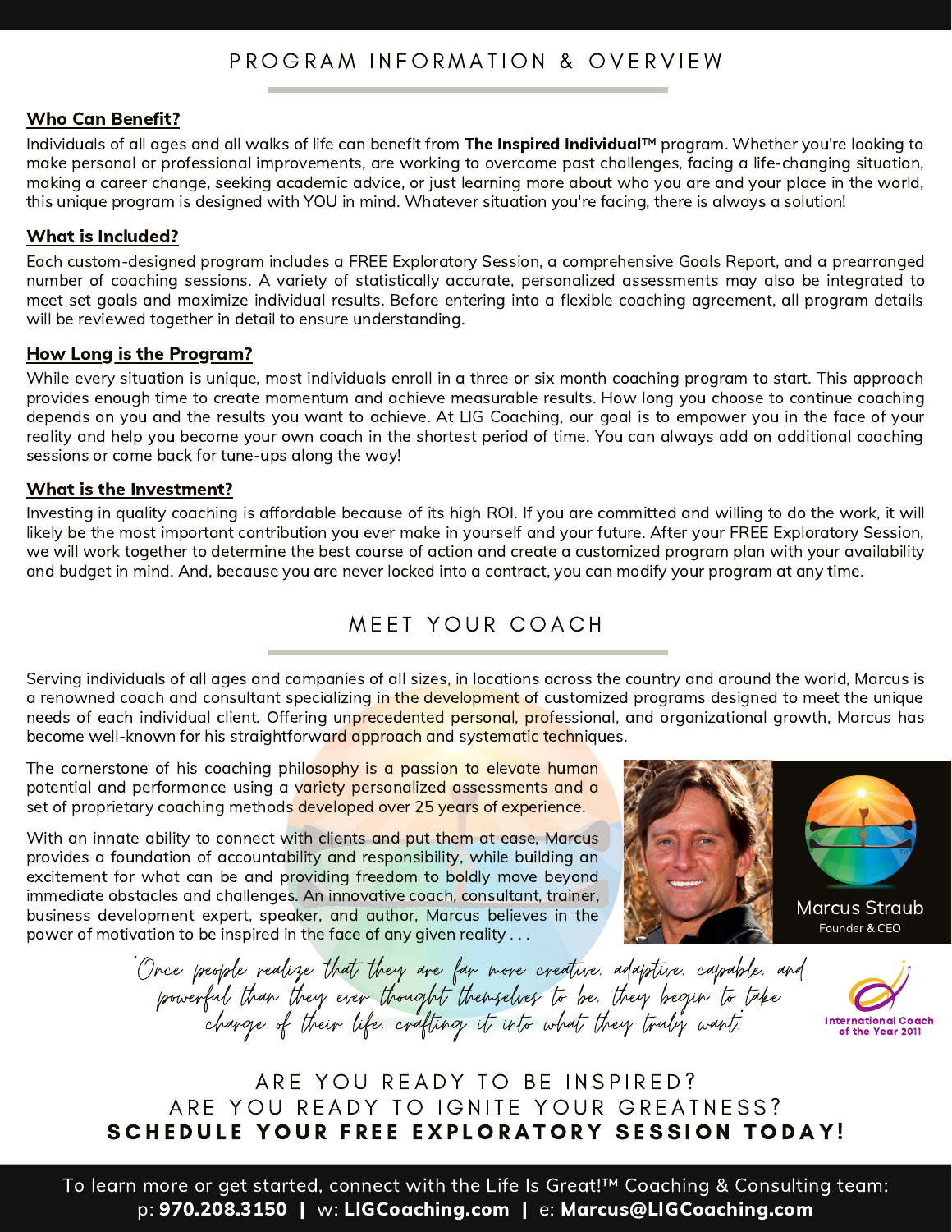## PROGRAM INFORMATION & OVERVIEW

### Who Can Benefit?

Individuals of all ages and all walks of life can benefit from **The Inspired Individual**™ program. Whether you're looking to make personal or professional improvements, are working to overcome past challenges, facing a life-changing situation, making a career change, seeking academic advice, or just learning more about who you are and your place in the world, this unique program is designed with YOU in mind. Whatever situation you're facing, there is always a solution!

### What is Included?

Each custom-designed program includes a FREE Exploratory Session, a comprehensive Goals Report, and a prearranged number of coaching sessions. A variety of statistically accurate, personalized assessments may also be integrated to meet set goals and maximize individual results. Before entering into a flexible coaching agreement, all program details will be reviewed together in detail to ensure understanding.

### How Long is the Program?

While every situation is unique, most individuals enroll in a three or six month coaching program to start. This approach provides enough time to create momentum and achieve measurable results. How long you choose to continue coaching depends on you and the results you want to achieve. At LIG Coaching, our goal is to empower you in the face of your reality and help you become your own coach in the shortest period of time. You can always add on additional coaching sessions or come back for tune-ups along the way!

### What is the Investment?

Investing in quality coaching is affordable because of its high ROI. If you are committed and willing to do the work, it will likely be the most important contribution you ever make in yourself and your future. After your FREE Exploratory Session, we will work together to determine the best course of action and create a customized program plan with your availability and budget in mind. And, because you are never locked into a contract, you can modify your program at any time.

## MEET YOUR COACH

Serving individuals of all ages and companies of all sizes, in locations across the country and around the world, Marcus is a renowned coach and consultant specializing in the development of customized programs designed to meet the unique needs of each individual client. Offering unprecedented personal, professional, and organizational growth, Marcus has become well-known for his straightforward approach and systematic techniques.

The cornerstone of his coaching philosophy is a passion to elevate human potential and performance using a variety personalized assessments and a set of proprietary coaching methods developed over 25 years of experience.

With an innate ability to connect with clients and put them at ease, Marcus provides a foundation of accountability and responsibility, while building an excitement for what can be and providing freedom to boldly move beyond immediate obstacles and challenges. An innovative coach, consultant, trainer, business development expert, speaker, and author, Marcus believes in the power of motivation to be inspired in the face of any given reality . . .

Marcus Straub
Founder & CEO

*"Once people realize that they are far more creative, adaptive, capable, and powerful than they ever thought themselves to be, they begin to take charge of their life, crafting it into what they truly want."*

International Coach of the Year 2011

ARE YOU READY TO BE INSPIRED?
ARE YOU READY TO IGNITE YOUR GREATNESS?
**SCHEDULE YOUR FREE EXPLORATORY SESSION TODAY!**

To learn more or get started, connect with the Life Is Great!™ Coaching & Consulting team:
p: **970.208.3150** | w: **LIGCoaching.com** | e: **Marcus@LIGCoaching.com**